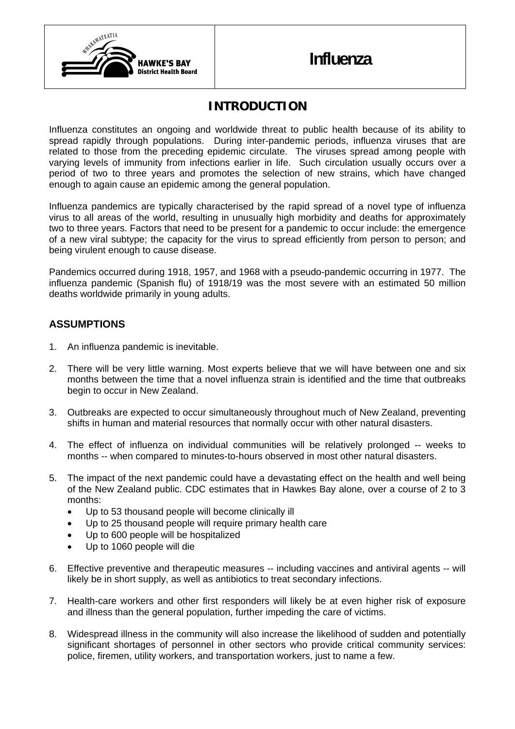# Influenza

## INTRODUCTION

Influenza constitutes an ongoing and worldwide threat to public health because of its ability to spread rapidly through populations. During inter-pandemic periods, influenza viruses that are related to those from the preceding epidemic circulate. The viruses spread among people with varying levels of immunity from infections earlier in life. Such circulation usually occurs over a period of two to three years and promotes the selection of new strains, which have changed enough to again cause an epidemic among the general population.

Influenza pandemics are typically characterised by the rapid spread of a novel type of influenza virus to all areas of the world, resulting in unusually high morbidity and deaths for approximately two to three years. Factors that need to be present for a pandemic to occur include: the emergence of a new viral subtype; the capacity for the virus to spread efficiently from person to person; and being virulent enough to cause disease.

Pandemics occurred during 1918, 1957, and 1968 with a pseudo-pandemic occurring in 1977. The influenza pandemic (Spanish flu) of 1918/19 was the most severe with an estimated 50 million deaths worldwide primarily in young adults.

### ASSUMPTIONS

1. An influenza pandemic is inevitable.
2. There will be very little warning. Most experts believe that we will have between one and six months between the time that a novel influenza strain is identified and the time that outbreaks begin to occur in New Zealand.
3. Outbreaks are expected to occur simultaneously throughout much of New Zealand, preventing shifts in human and material resources that normally occur with other natural disasters.
4. The effect of influenza on individual communities will be relatively prolonged -- weeks to months -- when compared to minutes-to-hours observed in most other natural disasters.
5. The impact of the next pandemic could have a devastating effect on the health and well being of the New Zealand public. CDC estimates that in Hawkes Bay alone, over a course of 2 to 3 months:
   - Up to 53 thousand people will become clinically ill
   - Up to 25 thousand people will require primary health care
   - Up to 600 people will be hospitalized
   - Up to 1060 people will die
6. Effective preventive and therapeutic measures -- including vaccines and antiviral agents -- will likely be in short supply, as well as antibiotics to treat secondary infections.
7. Health-care workers and other first responders will likely be at even higher risk of exposure and illness than the general population, further impeding the care of victims.
8. Widespread illness in the community will also increase the likelihood of sudden and potentially significant shortages of personnel in other sectors who provide critical community services: police, firemen, utility workers, and transportation workers, just to name a few.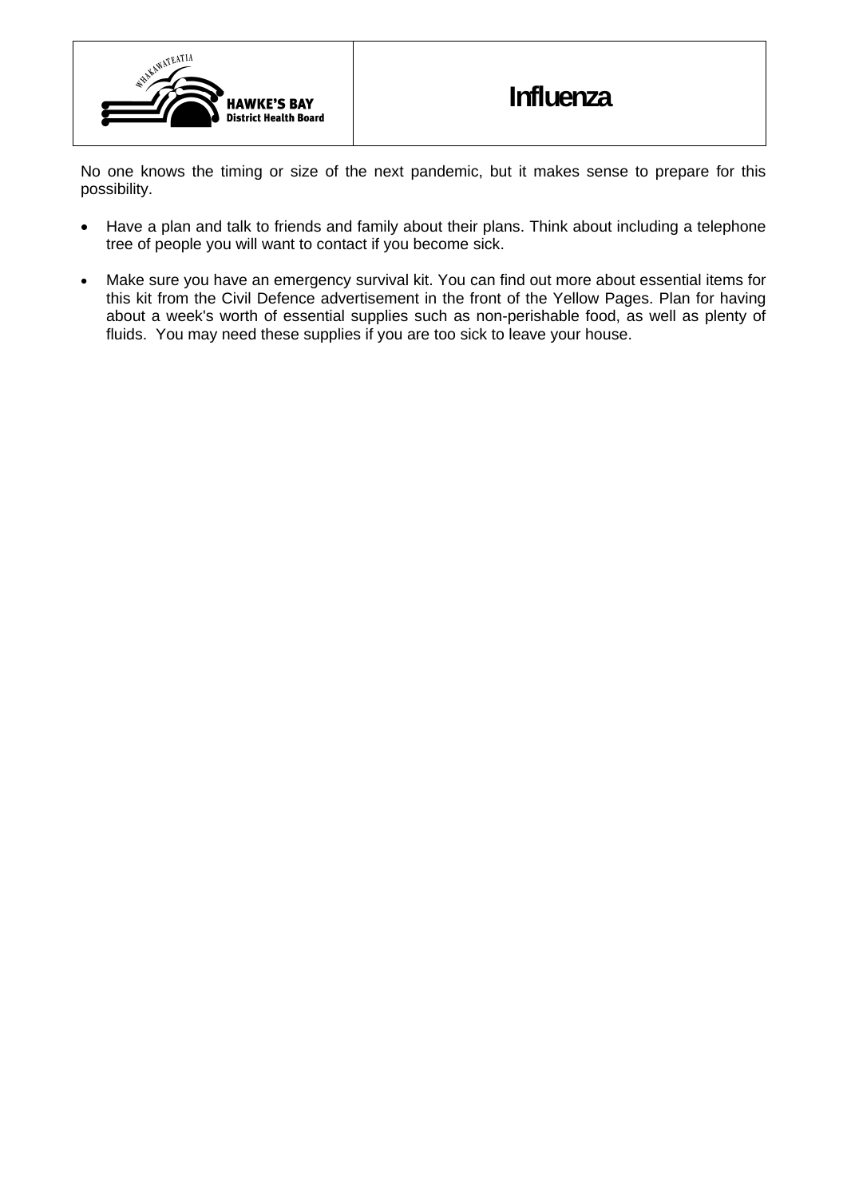No one knows the timing or size of the next pandemic, but it makes sense to prepare for this possibility.

- Have a plan and talk to friends and family about their plans. Think about including a telephone tree of people you will want to contact if you become sick.
- Make sure you have an emergency survival kit. You can find out more about essential items for this kit from the Civil Defence advertisement in the front of the Yellow Pages. Plan for having about a week's worth of essential supplies such as non-perishable food, as well as plenty of fluids. You may need these supplies if you are too sick to leave your house.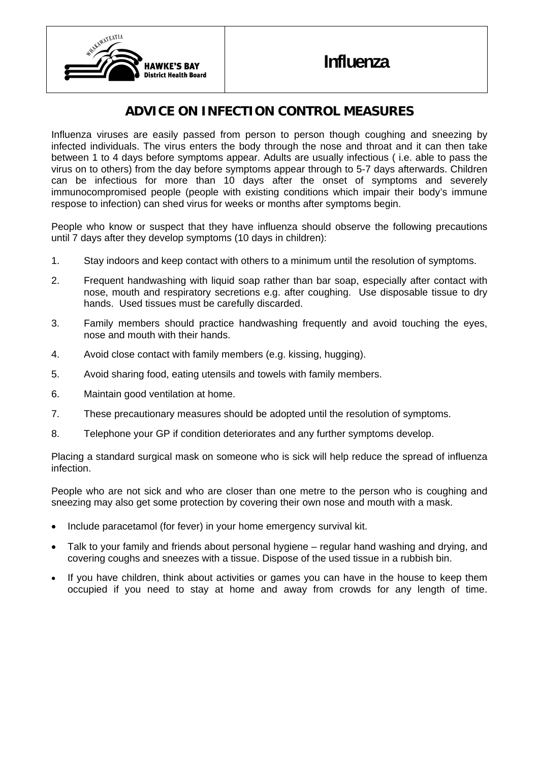| HAWKE'S BAY District Health Board | Influenza |
| --- | --- |

## ADVICE ON INFECTION CONTROL MEASURES

Influenza viruses are easily passed from person to person though coughing and sneezing by infected individuals. The virus enters the body through the nose and throat and it can then take between 1 to 4 days before symptoms appear. Adults are usually infectious ( i.e. able to pass the virus on to others) from the day before symptoms appear through to 5-7 days afterwards. Children can be infectious for more than 10 days after the onset of symptoms and severely immunocompromised people (people with existing conditions which impair their body's immune respose to infection) can shed virus for weeks or months after symptoms begin.

People who know or suspect that they have influenza should observe the following precautions until 7 days after they develop symptoms (10 days in children):

1. Stay indoors and keep contact with others to a minimum until the resolution of symptoms.
2. Frequent handwashing with liquid soap rather than bar soap, especially after contact with nose, mouth and respiratory secretions e.g. after coughing. Use disposable tissue to dry hands. Used tissues must be carefully discarded.
3. Family members should practice handwashing frequently and avoid touching the eyes, nose and mouth with their hands.
4. Avoid close contact with family members (e.g. kissing, hugging).
5. Avoid sharing food, eating utensils and towels with family members.
6. Maintain good ventilation at home.
7. These precautionary measures should be adopted until the resolution of symptoms.
8. Telephone your GP if condition deteriorates and any further symptoms develop.

Placing a standard surgical mask on someone who is sick will help reduce the spread of influenza infection.

People who are not sick and who are closer than one metre to the person who is coughing and sneezing may also get some protection by covering their own nose and mouth with a mask.

- Include paracetamol (for fever) in your home emergency survival kit.
- Talk to your family and friends about personal hygiene – regular hand washing and drying, and covering coughs and sneezes with a tissue. Dispose of the used tissue in a rubbish bin.
- If you have children, think about activities or games you can have in the house to keep them occupied if you need to stay at home and away from crowds for any length of time.